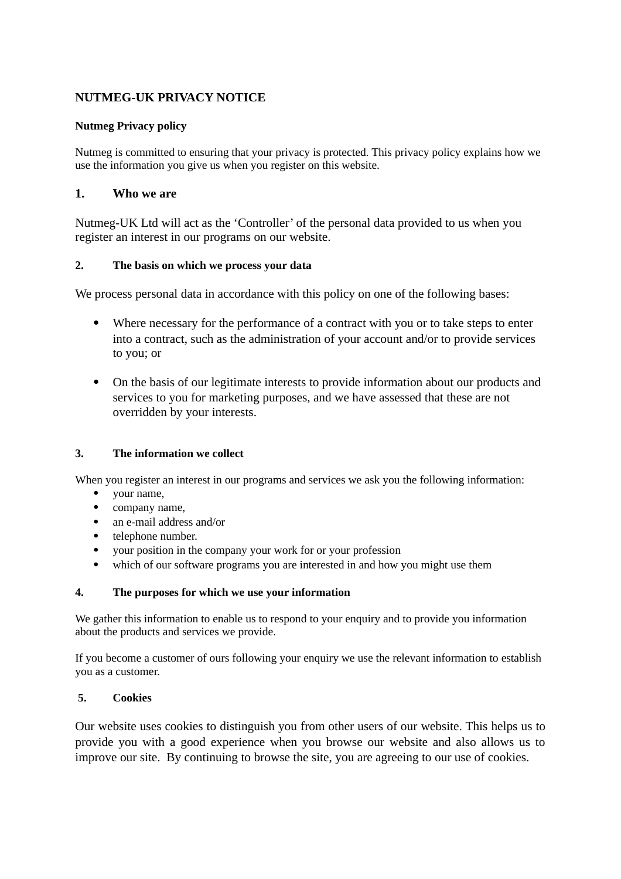# NUTMEG-UK PRIVACY NOTICE

**Nutmeg Privacy policy**

Nutmeg is committed to ensuring that your privacy is protected. This privacy policy explains how we use the information you give us when you register on this website.

## 1. Who we are

Nutmeg-UK Ltd will act as the 'Controller' of the personal data provided to us when you register an interest in our programs on our website.

## 2. The basis on which we process your data

We process personal data in accordance with this policy on one of the following bases:

- Where necessary for the performance of a contract with you or to take steps to enter into a contract, such as the administration of your account and/or to provide services to you; or

- On the basis of our legitimate interests to provide information about our products and services to you for marketing purposes, and we have assessed that these are not overridden by your interests.

## 3. The information we collect

When you register an interest in our programs and services we ask you the following information:

- your name,
- company name,
- an e-mail address and/or
- telephone number.
- your position in the company your work for or your profession
- which of our software programs you are interested in and how you might use them

## 4. The purposes for which we use your information

We gather this information to enable us to respond to your enquiry and to provide you information about the products and services we provide.

If you become a customer of ours following your enquiry we use the relevant information to establish you as a customer.

## 5. Cookies

Our website uses cookies to distinguish you from other users of our website. This helps us to provide you with a good experience when you browse our website and also allows us to improve our site. By continuing to browse the site, you are agreeing to our use of cookies.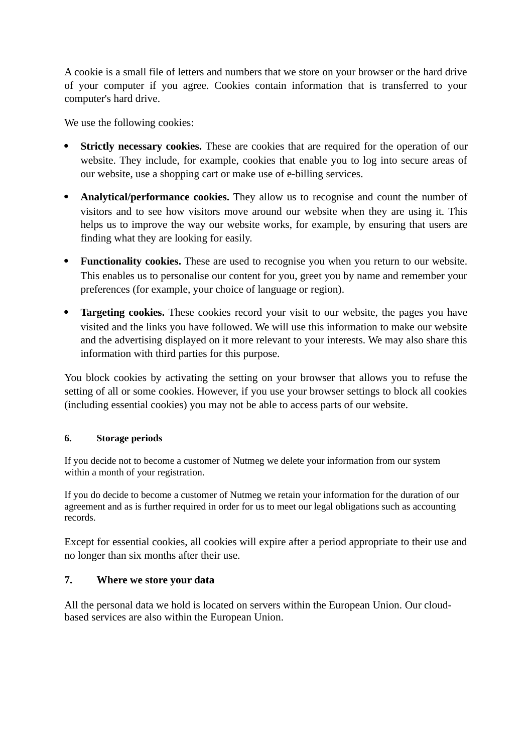A cookie is a small file of letters and numbers that we store on your browser or the hard drive of your computer if you agree. Cookies contain information that is transferred to your computer's hard drive.

We use the following cookies:

- **Strictly necessary cookies.** These are cookies that are required for the operation of our website. They include, for example, cookies that enable you to log into secure areas of our website, use a shopping cart or make use of e-billing services.
- **Analytical/performance cookies.** They allow us to recognise and count the number of visitors and to see how visitors move around our website when they are using it. This helps us to improve the way our website works, for example, by ensuring that users are finding what they are looking for easily.
- **Functionality cookies.** These are used to recognise you when you return to our website. This enables us to personalise our content for you, greet you by name and remember your preferences (for example, your choice of language or region).
- **Targeting cookies.** These cookies record your visit to our website, the pages you have visited and the links you have followed. We will use this information to make our website and the advertising displayed on it more relevant to your interests. We may also share this information with third parties for this purpose.

You block cookies by activating the setting on your browser that allows you to refuse the setting of all or some cookies. However, if you use your browser settings to block all cookies (including essential cookies) you may not be able to access parts of our website.

## 6. Storage periods

If you decide not to become a customer of Nutmeg we delete your information from our system within a month of your registration.

If you do decide to become a customer of Nutmeg we retain your information for the duration of our agreement and as is further required in order for us to meet our legal obligations such as accounting records.

Except for essential cookies, all cookies will expire after a period appropriate to their use and no longer than six months after their use.

## 7. Where we store your data

All the personal data we hold is located on servers within the European Union. Our cloud-based services are also within the European Union.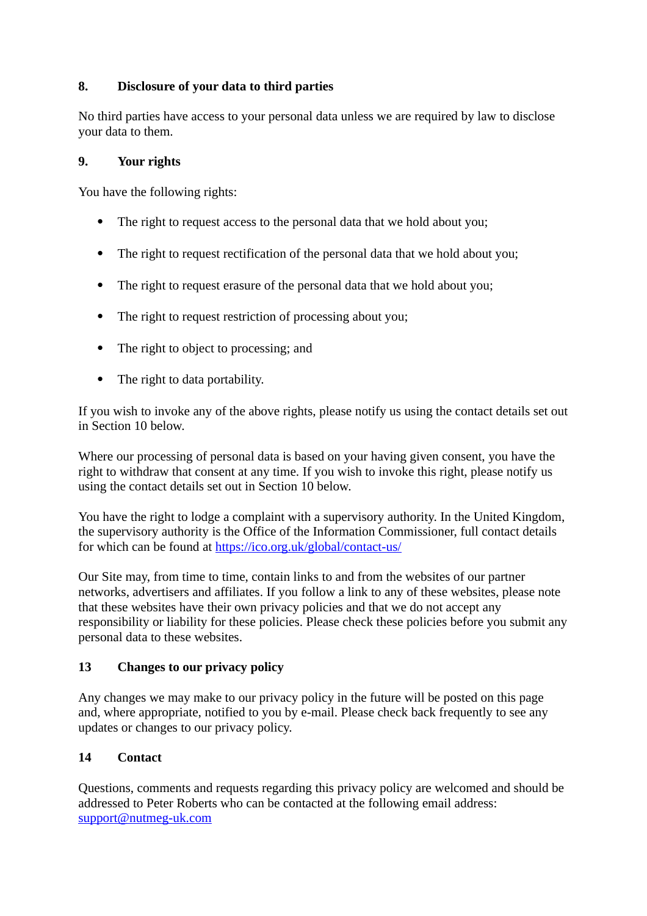## 8. Disclosure of your data to third parties

No third parties have access to your personal data unless we are required by law to disclose your data to them.

## 9. Your rights

You have the following rights:

- The right to request access to the personal data that we hold about you;
- The right to request rectification of the personal data that we hold about you;
- The right to request erasure of the personal data that we hold about you;
- The right to request restriction of processing about you;
- The right to object to processing; and
- The right to data portability.

If you wish to invoke any of the above rights, please notify us using the contact details set out in Section 10 below.

Where our processing of personal data is based on your having given consent, you have the right to withdraw that consent at any time. If you wish to invoke this right, please notify us using the contact details set out in Section 10 below.

You have the right to lodge a complaint with a supervisory authority. In the United Kingdom, the supervisory authority is the Office of the Information Commissioner, full contact details for which can be found at [https://ico.org.uk/global/contact-us/](https://ico.org.uk/global/contact-us/)

Our Site may, from time to time, contain links to and from the websites of our partner networks, advertisers and affiliates. If you follow a link to any of these websites, please note that these websites have their own privacy policies and that we do not accept any responsibility or liability for these policies. Please check these policies before you submit any personal data to these websites.

## 13 Changes to our privacy policy

Any changes we may make to our privacy policy in the future will be posted on this page and, where appropriate, notified to you by e-mail. Please check back frequently to see any updates or changes to our privacy policy.

## 14 Contact

Questions, comments and requests regarding this privacy policy are welcomed and should be addressed to Peter Roberts who can be contacted at the following email address: [support@nutmeg-uk.com](mailto:support@nutmeg-uk.com)